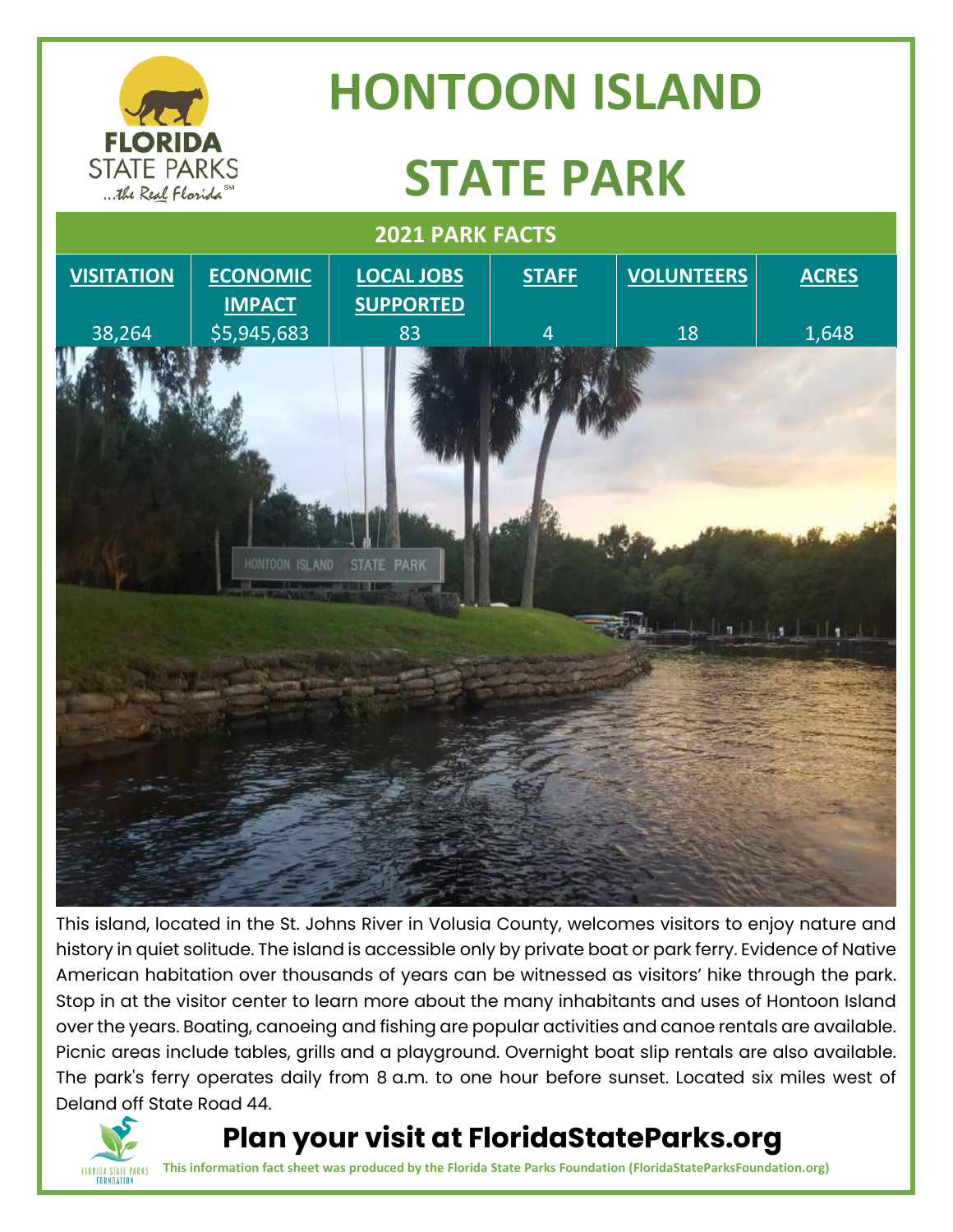# HONTOON ISLAND STATE PARK

## 2021 PARK FACTS

| VISITATION | ECONOMIC IMPACT | LOCAL JOBS SUPPORTED | STAFF | VOLUNTEERS | ACRES |
|---|---|---|---|---|---|
| 38,264 | $5,945,683 | 83 | 4 | 18 | 1,648 |

This island, located in the St. Johns River in Volusia County, welcomes visitors to enjoy nature and history in quiet solitude. The island is accessible only by private boat or park ferry. Evidence of Native American habitation over thousands of years can be witnessed as visitors' hike through the park. Stop in at the visitor center to learn more about the many inhabitants and uses of Hontoon Island over the years. Boating, canoeing and fishing are popular activities and canoe rentals are available. Picnic areas include tables, grills and a playground. Overnight boat slip rentals are also available. The park's ferry operates daily from 8 a.m. to one hour before sunset. Located six miles west of Deland off State Road 44.

## Plan your visit at FloridaStateParks.org

**This information fact sheet was produced by the Florida State Parks Foundation (FloridaStateParksFoundation.org)**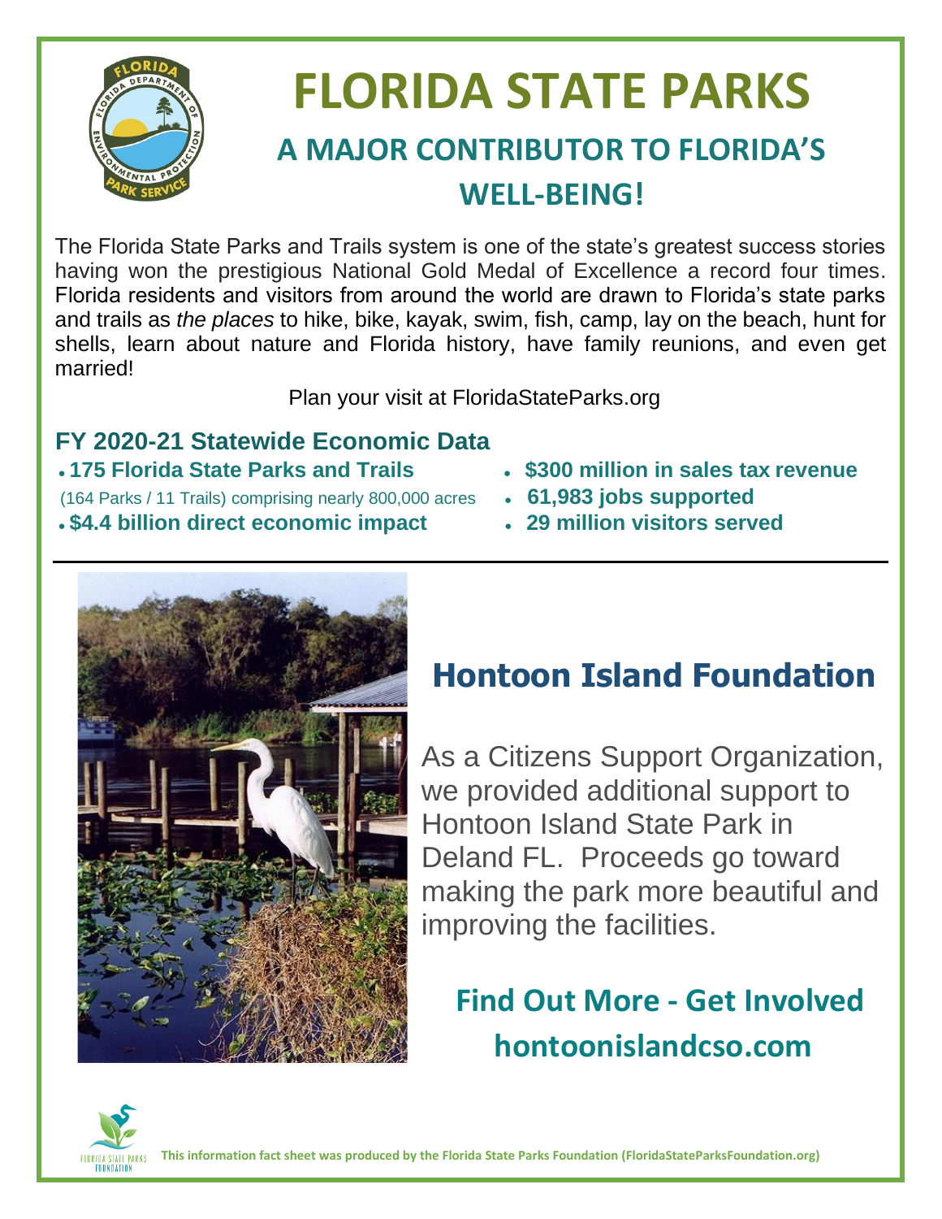# FLORIDA STATE PARKS

## A MAJOR CONTRIBUTOR TO FLORIDA'S WELL-BEING!

The Florida State Parks and Trails system is one of the state's greatest success stories having won the prestigious National Gold Medal of Excellence a record four times. Florida residents and visitors from around the world are drawn to Florida's state parks and trails as *the places* to hike, bike, kayak, swim, fish, camp, lay on the beach, hunt for shells, learn about nature and Florida history, have family reunions, and even get married!

Plan your visit at FloridaStateParks.org

### FY 2020-21 Statewide Economic Data

- **175 Florida State Parks and Trails**
  (164 Parks / 11 Trails) comprising nearly 800,000 acres
- **$4.4 billion direct economic impact**
- **$300 million in sales tax revenue**
- **61,983 jobs supported**
- **29 million visitors served**

## Hontoon Island Foundation

As a Citizens Support Organization, we provided additional support to Hontoon Island State Park in Deland FL. Proceeds go toward making the park more beautiful and improving the facilities.

**Find Out More - Get Involved**

**hontoonislandcso.com**

**This information fact sheet was produced by the Florida State Parks Foundation (FloridaStateParksFoundation.org)**